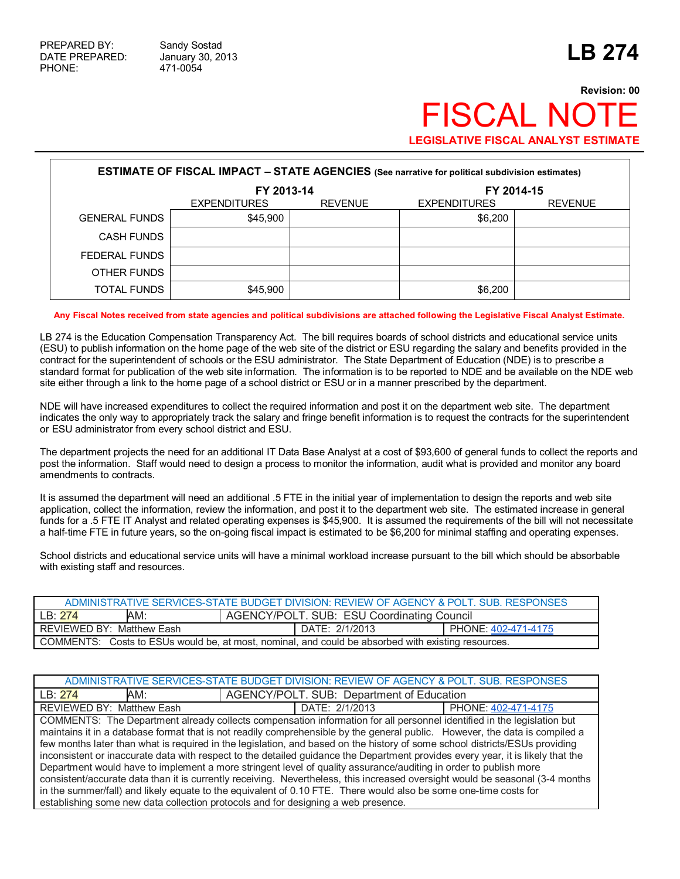PREPARED BY: Sandy Sostad
DATE PREPARED: January 30, 2013
PHONE: 471-0054

# LB 274

**Revision: 00**

# FISCAL NOTE

**LEGISLATIVE FISCAL ANALYST ESTIMATE**

**ESTIMATE OF FISCAL IMPACT – STATE AGENCIES** (See narrative for political subdivision estimates)

| | FY 2013-14 | | FY 2014-15 | |
|---|---|---|---|---|
| | EXPENDITURES | REVENUE | EXPENDITURES | REVENUE |
| GENERAL FUNDS | $45,900 | | $6,200 | |
| CASH FUNDS | | | | |
| FEDERAL FUNDS | | | | |
| OTHER FUNDS | | | | |
| TOTAL FUNDS | $45,900 | | $6,200 | |

**Any Fiscal Notes received from state agencies and political subdivisions are attached following the Legislative Fiscal Analyst Estimate.**

LB 274 is the Education Compensation Transparency Act. The bill requires boards of school districts and educational service units (ESU) to publish information on the home page of the web site of the district or ESU regarding the salary and benefits provided in the contract for the superintendent of schools or the ESU administrator. The State Department of Education (NDE) is to prescribe a standard format for publication of the web site information. The information is to be reported to NDE and be available on the NDE web site either through a link to the home page of a school district or ESU or in a manner prescribed by the department.

NDE will have increased expenditures to collect the required information and post it on the department web site. The department indicates the only way to appropriately track the salary and fringe benefit information is to request the contracts for the superintendent or ESU administrator from every school district and ESU.

The department projects the need for an additional IT Data Base Analyst at a cost of $93,600 of general funds to collect the reports and post the information. Staff would need to design a process to monitor the information, audit what is provided and monitor any board amendments to contracts.

It is assumed the department will need an additional .5 FTE in the initial year of implementation to design the reports and web site application, collect the information, review the information, and post it to the department web site. The estimated increase in general funds for a .5 FTE IT Analyst and related operating expenses is $45,900. It is assumed the requirements of the bill will not necessitate a half-time FTE in future years, so the on-going fiscal impact is estimated to be $6,200 for minimal staffing and operating expenses.

School districts and educational service units will have a minimal workload increase pursuant to the bill which should be absorbable with existing staff and resources.

| ADMINISTRATIVE SERVICES-STATE BUDGET DIVISION: REVIEW OF AGENCY & POLT. SUB. RESPONSES | | | |
|---|---|---|---|
| LB: 274 | AM: | AGENCY/POLT. SUB: ESU Coordinating Council | |
| REVIEWED BY: Matthew Eash | | DATE: 2/1/2013 | PHONE: 402-471-4175 |
| COMMENTS: Costs to ESUs would be, at most, nominal, and could be absorbed with existing resources. | | | |

| ADMINISTRATIVE SERVICES-STATE BUDGET DIVISION: REVIEW OF AGENCY & POLT. SUB. RESPONSES | | | |
|---|---|---|---|
| LB: 274 | AM: | AGENCY/POLT. SUB: Department of Education | |
| REVIEWED BY: Matthew Eash | | DATE: 2/1/2013 | PHONE: 402-471-4175 |
| COMMENTS: The Department already collects compensation information for all personnel identified in the legislation but maintains it in a database format that is not readily comprehensible by the general public. However, the data is compiled a few months later than what is required in the legislation, and based on the history of some school districts/ESUs providing inconsistent or inaccurate data with respect to the detailed guidance the Department provides every year, it is likely that the Department would have to implement a more stringent level of quality assurance/auditing in order to publish more consistent/accurate data than it is currently receiving. Nevertheless, this increased oversight would be seasonal (3-4 months in the summer/fall) and likely equate to the equivalent of 0.10 FTE. There would also be some one-time costs for establishing some new data collection protocols and for designing a web presence. | | | |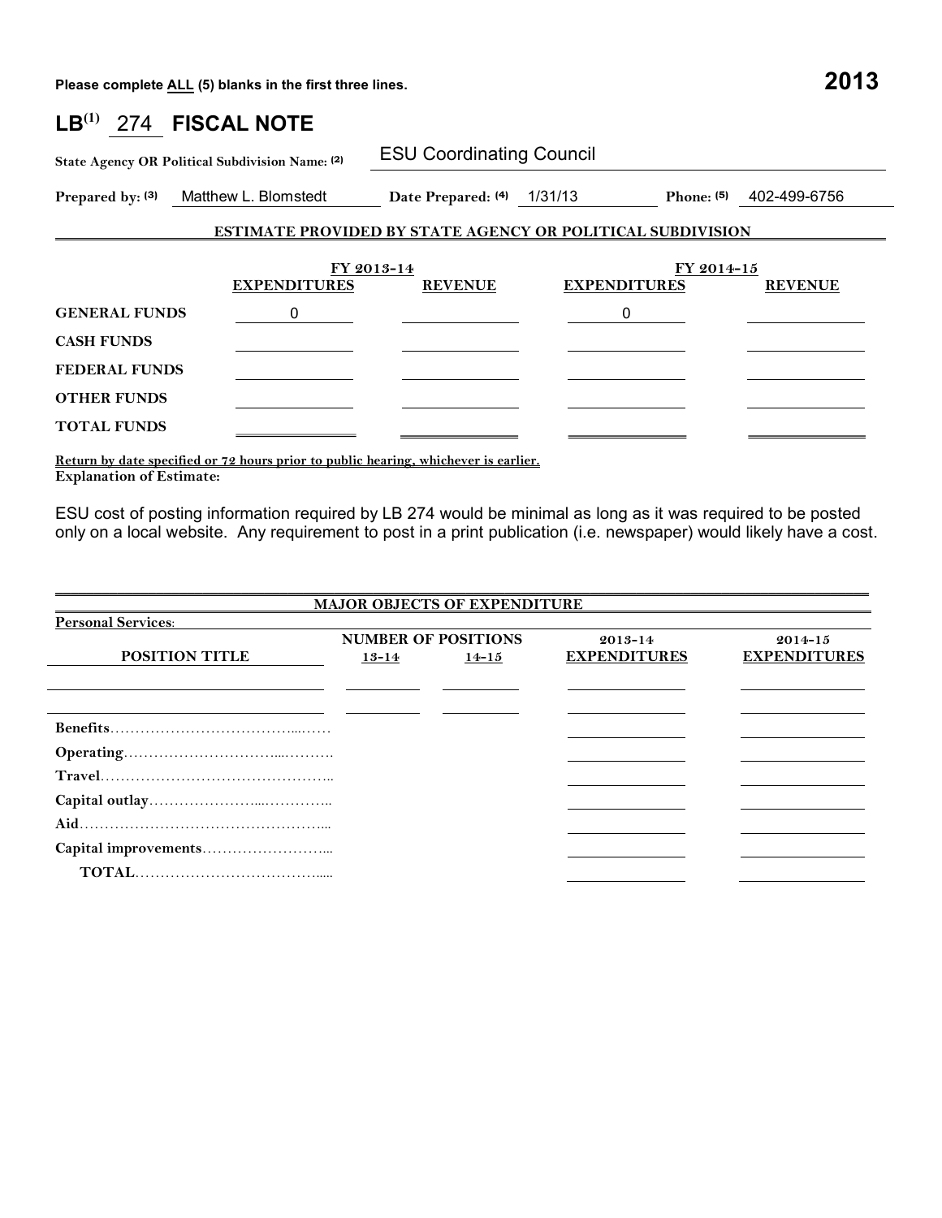Please complete ALL (5) blanks in the first three lines. **2013**

# LB[(1)] 274 FISCAL NOTE

**State Agency OR Political Subdivision Name: (2)** ESU Coordinating Council

**Prepared by: (3)** Matthew L. Blomstedt **Date Prepared: (4)** 1/31/13 **Phone: (5)** 402-499-6756

## ESTIMATE PROVIDED BY STATE AGENCY OR POLITICAL SUBDIVISION

| | FY 2013-14 | | FY 2014-15 | |
|---|---|---|---|---|
| | **EXPENDITURES** | **REVENUE** | **EXPENDITURES** | **REVENUE** |
| **GENERAL FUNDS** | 0 | | 0 | |
| **CASH FUNDS** | | | | |
| **FEDERAL FUNDS** | | | | |
| **OTHER FUNDS** | | | | |
| **TOTAL FUNDS** | | | | |

**Return by date specified or 72 hours prior to public hearing, whichever is earlier.**

**Explanation of Estimate:**

ESU cost of posting information required by LB 274 would be minimal as long as it was required to be posted only on a local website. Any requirement to post in a print publication (i.e. newspaper) would likely have a cost.

## MAJOR OBJECTS OF EXPENDITURE

**Personal Services:**

| POSITION TITLE | NUMBER OF POSITIONS 13-14 | NUMBER OF POSITIONS 14-15 | 2013-14 EXPENDITURES | 2014-15 EXPENDITURES |
|---|---|---|---|---|
| | | | | |
| | | | | |
| **Benefits** | | | | |
| **Operating** | | | | |
| **Travel** | | | | |
| **Capital outlay** | | | | |
| **Aid** | | | | |
| **Capital improvements** | | | | |
| **TOTAL** | | | | |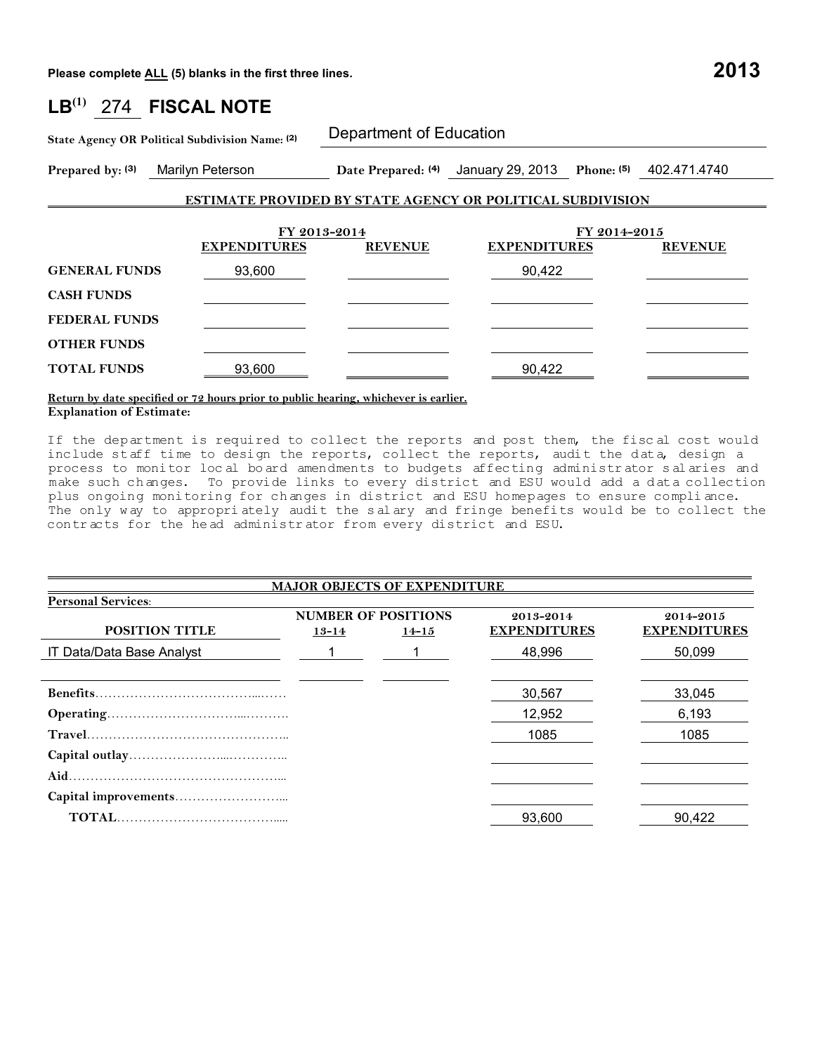Please complete ALL (5) blanks in the first three lines.

**2013**

# LB[(1)] 274 FISCAL NOTE

**State Agency OR Political Subdivision Name:** [(2)] Department of Education

**Prepared by:** [(3)] Marilyn Peterson **Date Prepared:** [(4)] January 29, 2013 **Phone:** [(5)] 402.471.4740

## ESTIMATE PROVIDED BY STATE AGENCY OR POLITICAL SUBDIVISION

| | FY 2013-2014 | | FY 2014-2015 | |
|---|---|---|---|---|
| | **EXPENDITURES** | **REVENUE** | **EXPENDITURES** | **REVENUE** |
| **GENERAL FUNDS** | 93,600 | | 90,422 | |
| **CASH FUNDS** | | | | |
| **FEDERAL FUNDS** | | | | |
| **OTHER FUNDS** | | | | |
| **TOTAL FUNDS** | 93,600 | | 90,422 | |

**Return by date specified or 72 hours prior to public hearing, whichever is earlier.**

**Explanation of Estimate:**

If the department is required to collect the reports and post them, the fiscal cost would include staff time to design the reports, collect the reports, audit the data, design a process to monitor local board amendments to budgets affecting administrator salaries and make such changes. To provide links to every district and ESU would add a data collection plus ongoing monitoring for changes in district and ESU homepages to ensure compliance. The only way to appropriately audit the salary and fringe benefits would be to collect the contracts for the head administrator from every district and ESU.

## MAJOR OBJECTS OF EXPENDITURE

**Personal Services:**

| POSITION TITLE | NUMBER OF POSITIONS 13-14 | NUMBER OF POSITIONS 14-15 | 2013-2014 EXPENDITURES | 2014-2015 EXPENDITURES |
|---|---|---|---|---|
| IT Data/Data Base Analyst | 1 | 1 | 48,996 | 50,099 |
| | | | | |
| **Benefits** | | | 30,567 | 33,045 |
| **Operating** | | | 12,952 | 6,193 |
| **Travel** | | | 1085 | 1085 |
| **Capital outlay** | | | | |
| **Aid** | | | | |
| **Capital improvements** | | | | |
| **TOTAL** | | | 93,600 | 90,422 |